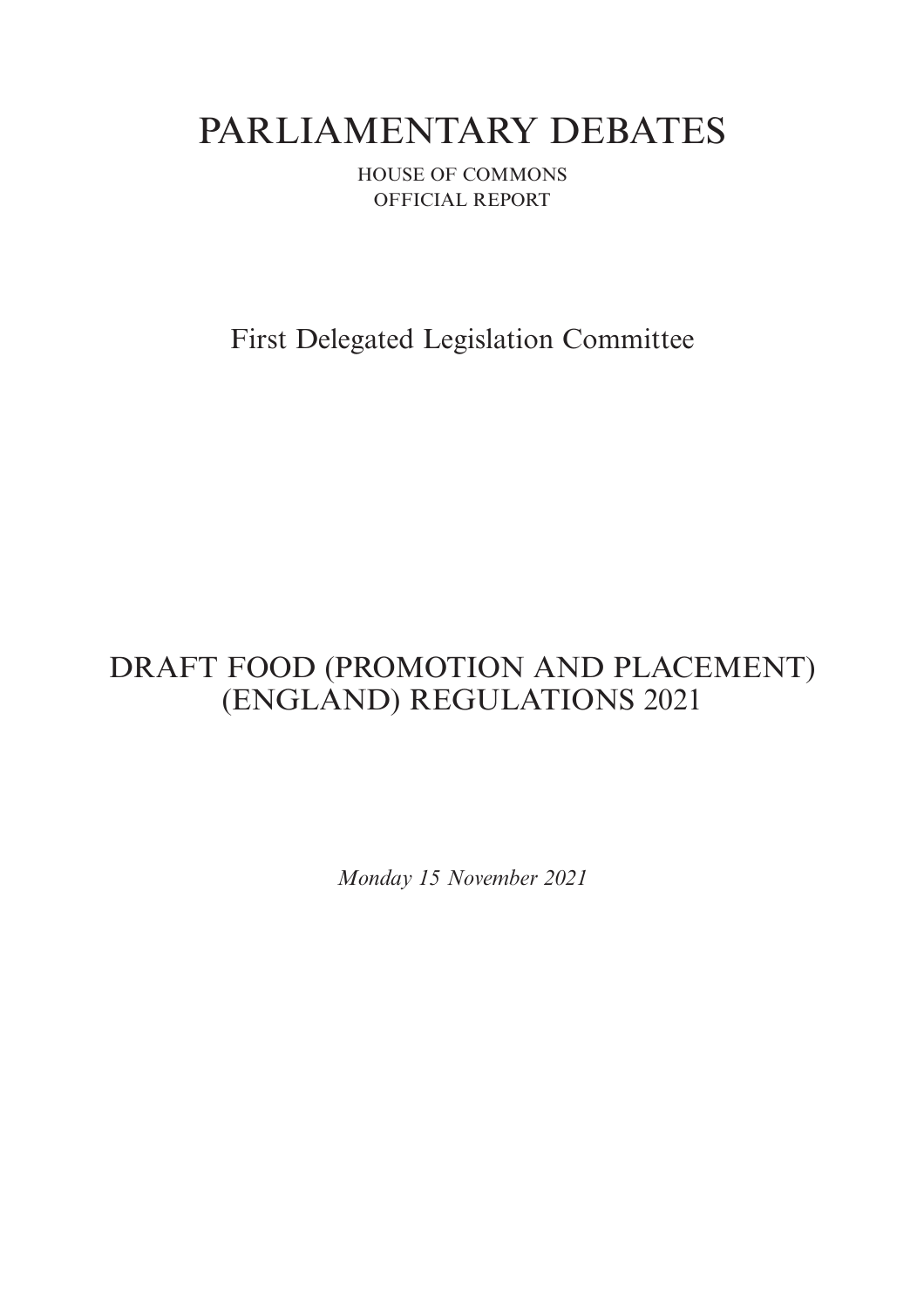# PARLIAMENTARY DEBATES

HOUSE OF COMMONS

OFFICIAL REPORT

## First Delegated Legislation Committee

## DRAFT FOOD (PROMOTION AND PLACEMENT) (ENGLAND) REGULATIONS 2021

*Monday 15 November 2021*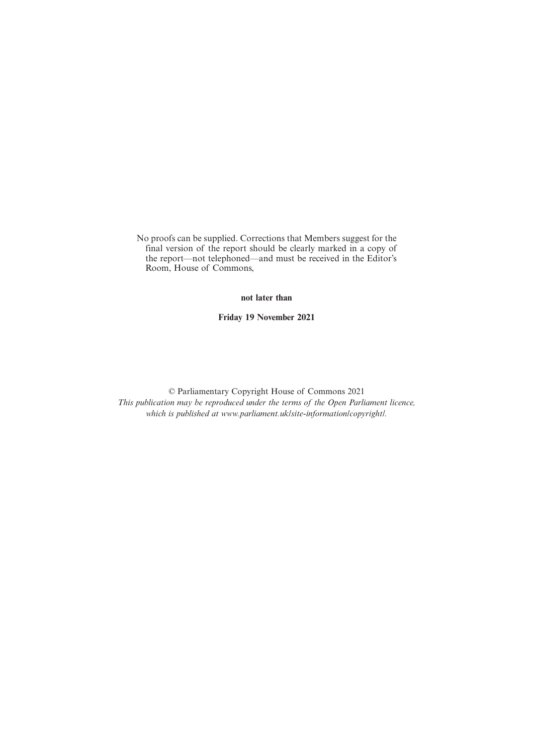No proofs can be supplied. Corrections that Members suggest for the final version of the report should be clearly marked in a copy of the report—not telephoned—and must be received in the Editor's Room, House of Commons,

**not later than**

**Friday 19 November 2021**

© Parliamentary Copyright House of Commons 2021
*This publication may be reproduced under the terms of the Open Parliament licence, which is published at www.parliament.uk/site-information/copyright/.*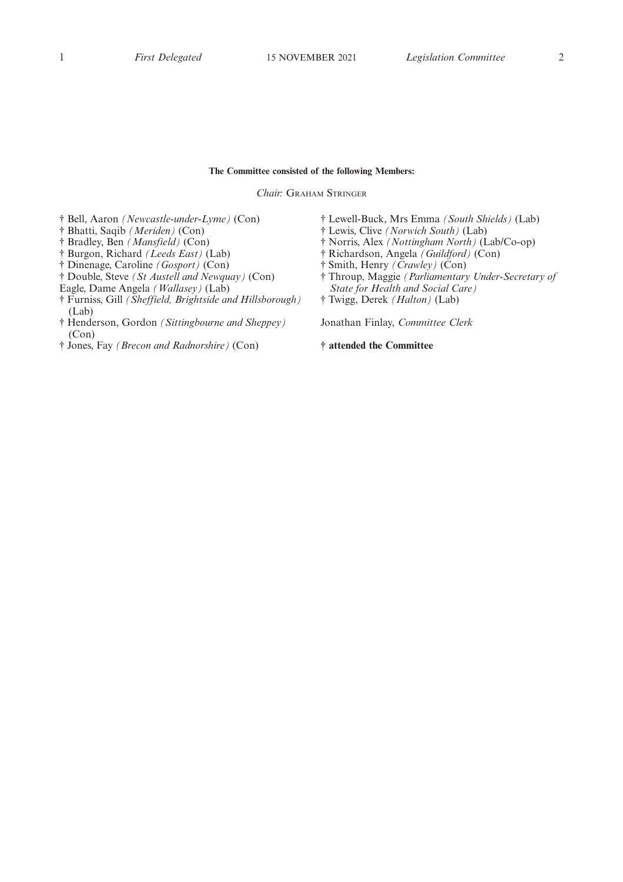**The Committee consisted of the following Members:**

*Chair:* Graham Stringer

† Bell, Aaron *(Newcastle-under-Lyme)* (Con)
† Bhatti, Saqib *(Meriden)* (Con)
† Bradley, Ben *(Mansfield)* (Con)
† Burgon, Richard *(Leeds East)* (Lab)
† Dinenage, Caroline *(Gosport)* (Con)
† Double, Steve *(St Austell and Newquay)* (Con)
Eagle, Dame Angela *(Wallasey)* (Lab)
† Furniss, Gill *(Sheffield, Brightside and Hillsborough)* (Lab)
† Henderson, Gordon *(Sittingbourne and Sheppey)* (Con)
† Jones, Fay *(Brecon and Radnorshire)* (Con)
† Lewell-Buck, Mrs Emma *(South Shields)* (Lab)
† Lewis, Clive *(Norwich South)* (Lab)
† Norris, Alex *(Nottingham North)* (Lab/Co-op)
† Richardson, Angela *(Guildford)* (Con)
† Smith, Henry *(Crawley)* (Con)
† Throup, Maggie *(Parliamentary Under-Secretary of State for Health and Social Care)*
† Twigg, Derek *(Halton)* (Lab)

Jonathan Finlay, *Committee Clerk*

**† attended the Committee**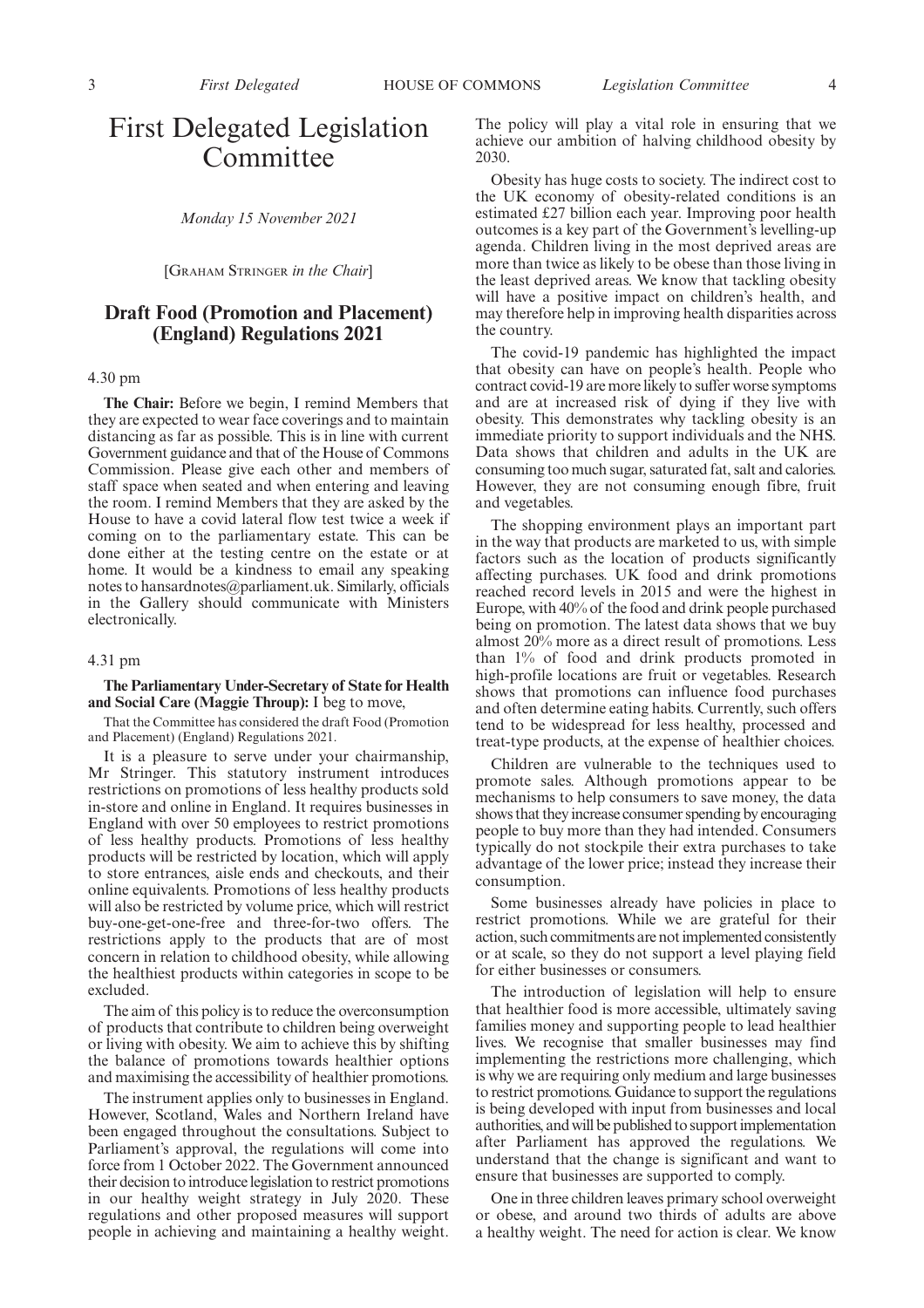# First Delegated Legislation Committee

*Monday 15 November 2021*

[GRAHAM STRINGER *in the Chair*]

## Draft Food (Promotion and Placement) (England) Regulations 2021

4.30 pm

**The Chair:** Before we begin, I remind Members that they are expected to wear face coverings and to maintain distancing as far as possible. This is in line with current Government guidance and that of the House of Commons Commission. Please give each other and members of staff space when seated and when entering and leaving the room. I remind Members that they are asked by the House to have a covid lateral flow test twice a week if coming on to the parliamentary estate. This can be done either at the testing centre on the estate or at home. It would be a kindness to email any speaking notes to hansardnotes@parliament.uk. Similarly, officials in the Gallery should communicate with Ministers electronically.

4.31 pm

**The Parliamentary Under-Secretary of State for Health and Social Care (Maggie Throup):** I beg to move,

That the Committee has considered the draft Food (Promotion and Placement) (England) Regulations 2021.

It is a pleasure to serve under your chairmanship, Mr Stringer. This statutory instrument introduces restrictions on promotions of less healthy products sold in-store and online in England. It requires businesses in England with over 50 employees to restrict promotions of less healthy products. Promotions of less healthy products will be restricted by location, which will apply to store entrances, aisle ends and checkouts, and their online equivalents. Promotions of less healthy products will also be restricted by volume price, which will restrict buy-one-get-one-free and three-for-two offers. The restrictions apply to the products that are of most concern in relation to childhood obesity, while allowing the healthiest products within categories in scope to be excluded.

The aim of this policy is to reduce the overconsumption of products that contribute to children being overweight or living with obesity. We aim to achieve this by shifting the balance of promotions towards healthier options and maximising the accessibility of healthier promotions.

The instrument applies only to businesses in England. However, Scotland, Wales and Northern Ireland have been engaged throughout the consultations. Subject to Parliament's approval, the regulations will come into force from 1 October 2022. The Government announced their decision to introduce legislation to restrict promotions in our healthy weight strategy in July 2020. These regulations and other proposed measures will support people in achieving and maintaining a healthy weight. The policy will play a vital role in ensuring that we achieve our ambition of halving childhood obesity by 2030.

Obesity has huge costs to society. The indirect cost to the UK economy of obesity-related conditions is an estimated £27 billion each year. Improving poor health outcomes is a key part of the Government's levelling-up agenda. Children living in the most deprived areas are more than twice as likely to be obese than those living in the least deprived areas. We know that tackling obesity will have a positive impact on children's health, and may therefore help in improving health disparities across the country.

The covid-19 pandemic has highlighted the impact that obesity can have on people's health. People who contract covid-19 are more likely to suffer worse symptoms and are at increased risk of dying if they live with obesity. This demonstrates why tackling obesity is an immediate priority to support individuals and the NHS. Data shows that children and adults in the UK are consuming too much sugar, saturated fat, salt and calories. However, they are not consuming enough fibre, fruit and vegetables.

The shopping environment plays an important part in the way that products are marketed to us, with simple factors such as the location of products significantly affecting purchases. UK food and drink promotions reached record levels in 2015 and were the highest in Europe, with 40% of the food and drink people purchased being on promotion. The latest data shows that we buy almost 20% more as a direct result of promotions. Less than 1% of food and drink products promoted in high-profile locations are fruit or vegetables. Research shows that promotions can influence food purchases and often determine eating habits. Currently, such offers tend to be widespread for less healthy, processed and treat-type products, at the expense of healthier choices.

Children are vulnerable to the techniques used to promote sales. Although promotions appear to be mechanisms to help consumers to save money, the data shows that they increase consumer spending by encouraging people to buy more than they had intended. Consumers typically do not stockpile their extra purchases to take advantage of the lower price; instead they increase their consumption.

Some businesses already have policies in place to restrict promotions. While we are grateful for their action, such commitments are not implemented consistently or at scale, so they do not support a level playing field for either businesses or consumers.

The introduction of legislation will help to ensure that healthier food is more accessible, ultimately saving families money and supporting people to lead healthier lives. We recognise that smaller businesses may find implementing the restrictions more challenging, which is why we are requiring only medium and large businesses to restrict promotions. Guidance to support the regulations is being developed with input from businesses and local authorities, and will be published to support implementation after Parliament has approved the regulations. We understand that the change is significant and want to ensure that businesses are supported to comply.

One in three children leaves primary school overweight or obese, and around two thirds of adults are above a healthy weight. The need for action is clear. We know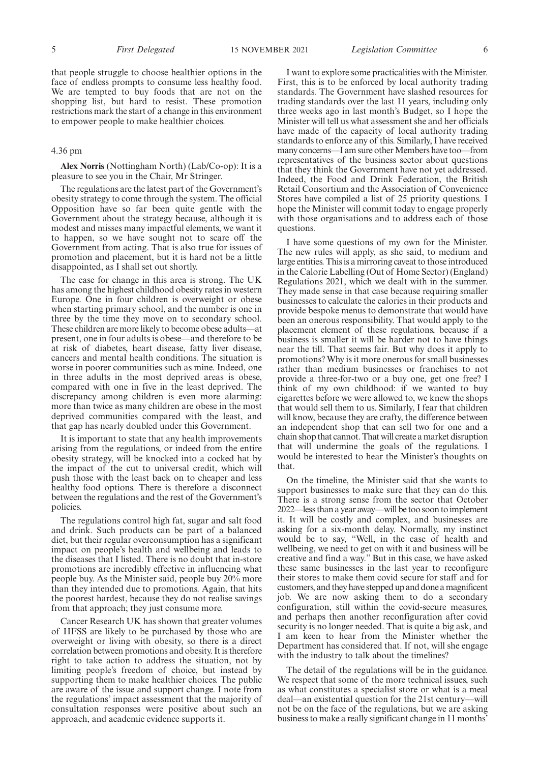that people struggle to choose healthier options in the face of endless prompts to consume less healthy food. We are tempted to buy foods that are not on the shopping list, but hard to resist. These promotion restrictions mark the start of a change in this environment to empower people to make healthier choices.

4.36 pm

**Alex Norris** (Nottingham North) (Lab/Co-op): It is a pleasure to see you in the Chair, Mr Stringer.

The regulations are the latest part of the Government's obesity strategy to come through the system. The official Opposition have so far been quite gentle with the Government about the strategy because, although it is modest and misses many impactful elements, we want it to happen, so we have sought not to scare off the Government from acting. That is also true for issues of promotion and placement, but it is hard not be a little disappointed, as I shall set out shortly.

The case for change in this area is strong. The UK has among the highest childhood obesity rates in western Europe. One in four children is overweight or obese when starting primary school, and the number is one in three by the time they move on to secondary school. These children are more likely to become obese adults—at present, one in four adults is obese—and therefore to be at risk of diabetes, heart disease, fatty liver disease, cancers and mental health conditions. The situation is worse in poorer communities such as mine. Indeed, one in three adults in the most deprived areas is obese, compared with one in five in the least deprived. The discrepancy among children is even more alarming: more than twice as many children are obese in the most deprived communities compared with the least, and that gap has nearly doubled under this Government.

It is important to state that any health improvements arising from the regulations, or indeed from the entire obesity strategy, will be knocked into a cocked hat by the impact of the cut to universal credit, which will push those with the least back on to cheaper and less healthy food options. There is therefore a disconnect between the regulations and the rest of the Government's policies.

The regulations control high fat, sugar and salt food and drink. Such products can be part of a balanced diet, but their regular overconsumption has a significant impact on people's health and wellbeing and leads to the diseases that I listed. There is no doubt that in-store promotions are incredibly effective in influencing what people buy. As the Minister said, people buy 20% more than they intended due to promotions. Again, that hits the poorest hardest, because they do not realise savings from that approach; they just consume more.

Cancer Research UK has shown that greater volumes of HFSS are likely to be purchased by those who are overweight or living with obesity, so there is a direct correlation between promotions and obesity. It is therefore right to take action to address the situation, not by limiting people's freedom of choice, but instead by supporting them to make healthier choices. The public are aware of the issue and support change. I note from the regulations' impact assessment that the majority of consultation responses were positive about such an approach, and academic evidence supports it.

I want to explore some practicalities with the Minister. First, this is to be enforced by local authority trading standards. The Government have slashed resources for trading standards over the last 11 years, including only three weeks ago in last month's Budget, so I hope the Minister will tell us what assessment she and her officials have made of the capacity of local authority trading standards to enforce any of this. Similarly, I have received many concerns—I am sure other Members have too—from representatives of the business sector about questions that they think the Government have not yet addressed. Indeed, the Food and Drink Federation, the British Retail Consortium and the Association of Convenience Stores have compiled a list of 25 priority questions. I hope the Minister will commit today to engage properly with those organisations and to address each of those questions.

I have some questions of my own for the Minister. The new rules will apply, as she said, to medium and large entities. This is a mirroring caveat to those introduced in the Calorie Labelling (Out of Home Sector) (England) Regulations 2021, which we dealt with in the summer. They made sense in that case because requiring smaller businesses to calculate the calories in their products and provide bespoke menus to demonstrate that would have been an onerous responsibility. That would apply to the placement element of these regulations, because if a business is smaller it will be harder not to have things near the till. That seems fair. But why does it apply to promotions? Why is it more onerous for small businesses rather than medium businesses or franchises to not provide a three-for-two or a buy one, get one free? I think of my own childhood: if we wanted to buy cigarettes before we were allowed to, we knew the shops that would sell them to us. Similarly, I fear that children will know, because they are crafty, the difference between an independent shop that can sell two for one and a chain shop that cannot. That will create a market disruption that will undermine the goals of the regulations. I would be interested to hear the Minister's thoughts on that.

On the timeline, the Minister said that she wants to support businesses to make sure that they can do this. There is a strong sense from the sector that October 2022—less than a year away—will be too soon to implement it. It will be costly and complex, and businesses are asking for a six-month delay. Normally, my instinct would be to say, "Well, in the case of health and wellbeing, we need to get on with it and business will be creative and find a way." But in this case, we have asked these same businesses in the last year to reconfigure their stores to make them covid secure for staff and for customers, and they have stepped up and done a magnificent job. We are now asking them to do a secondary configuration, still within the covid-secure measures, and perhaps then another reconfiguration after covid security is no longer needed. That is quite a big ask, and I am keen to hear from the Minister whether the Department has considered that. If not, will she engage with the industry to talk about the timelines?

The detail of the regulations will be in the guidance. We respect that some of the more technical issues, such as what constitutes a specialist store or what is a meal deal—an existential question for the 21st century—will not be on the face of the regulations, but we are asking business to make a really significant change in 11 months'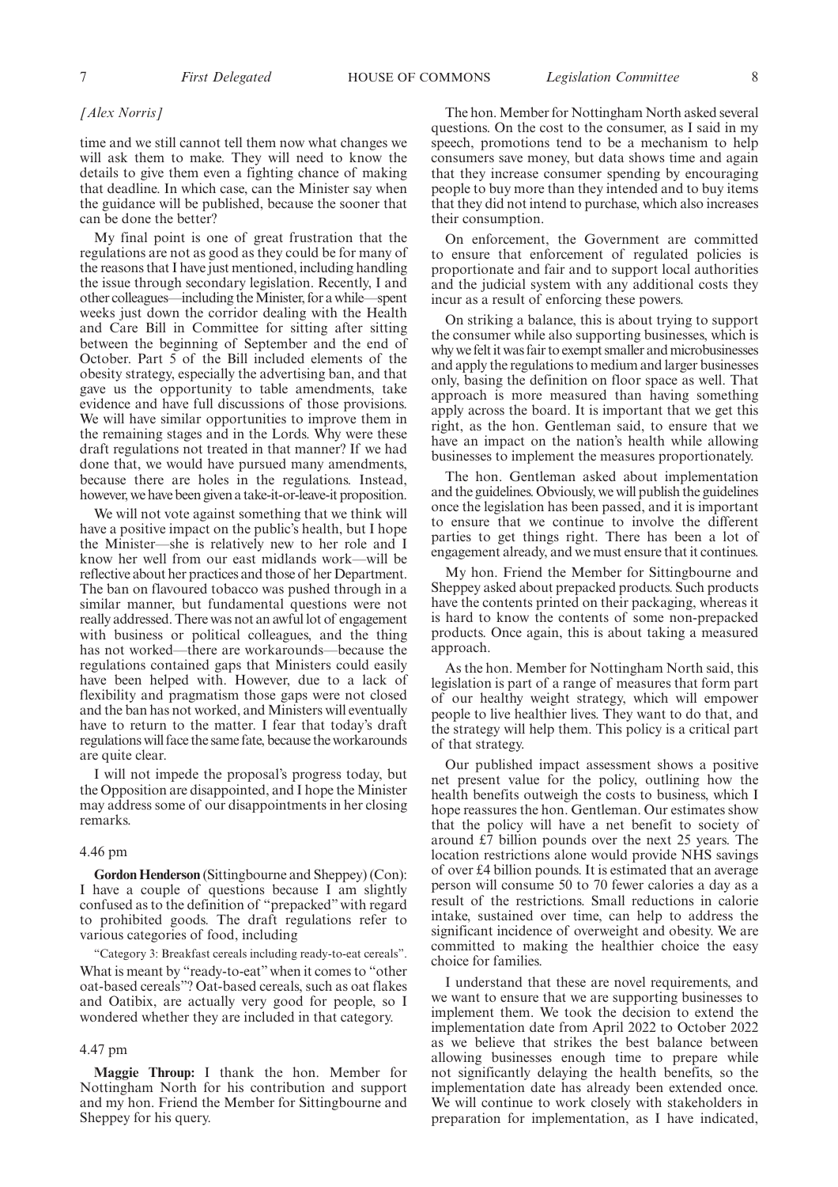*[Alex Norris]*

time and we still cannot tell them now what changes we will ask them to make. They will need to know the details to give them even a fighting chance of making that deadline. In which case, can the Minister say when the guidance will be published, because the sooner that can be done the better?

My final point is one of great frustration that the regulations are not as good as they could be for many of the reasons that I have just mentioned, including handling the issue through secondary legislation. Recently, I and other colleagues—including the Minister, for a while—spent weeks just down the corridor dealing with the Health and Care Bill in Committee for sitting after sitting between the beginning of September and the end of October. Part 5 of the Bill included elements of the obesity strategy, especially the advertising ban, and that gave us the opportunity to table amendments, take evidence and have full discussions of those provisions. We will have similar opportunities to improve them in the remaining stages and in the Lords. Why were these draft regulations not treated in that manner? If we had done that, we would have pursued many amendments, because there are holes in the regulations. Instead, however, we have been given a take-it-or-leave-it proposition.

We will not vote against something that we think will have a positive impact on the public's health, but I hope the Minister—she is relatively new to her role and I know her well from our east midlands work—will be reflective about her practices and those of her Department. The ban on flavoured tobacco was pushed through in a similar manner, but fundamental questions were not really addressed. There was not an awful lot of engagement with business or political colleagues, and the thing has not worked—there are workarounds—because the regulations contained gaps that Ministers could easily have been helped with. However, due to a lack of flexibility and pragmatism those gaps were not closed and the ban has not worked, and Ministers will eventually have to return to the matter. I fear that today's draft regulations will face the same fate, because the workarounds are quite clear.

I will not impede the proposal's progress today, but the Opposition are disappointed, and I hope the Minister may address some of our disappointments in her closing remarks.

4.46 pm

**Gordon Henderson** (Sittingbourne and Sheppey) (Con): I have a couple of questions because I am slightly confused as to the definition of "prepacked" with regard to prohibited goods. The draft regulations refer to various categories of food, including

"Category 3: Breakfast cereals including ready-to-eat cereals".

What is meant by "ready-to-eat" when it comes to "other oat-based cereals"? Oat-based cereals, such as oat flakes and Oatibix, are actually very good for people, so I wondered whether they are included in that category.

4.47 pm

**Maggie Throup:** I thank the hon. Member for Nottingham North for his contribution and support and my hon. Friend the Member for Sittingbourne and Sheppey for his query.

The hon. Member for Nottingham North asked several questions. On the cost to the consumer, as I said in my speech, promotions tend to be a mechanism to help consumers save money, but data shows time and again that they increase consumer spending by encouraging people to buy more than they intended and to buy items that they did not intend to purchase, which also increases their consumption.

On enforcement, the Government are committed to ensure that enforcement of regulated policies is proportionate and fair and to support local authorities and the judicial system with any additional costs they incur as a result of enforcing these powers.

On striking a balance, this is about trying to support the consumer while also supporting businesses, which is why we felt it was fair to exempt smaller and microbusinesses and apply the regulations to medium and larger businesses only, basing the definition on floor space as well. That approach is more measured than having something apply across the board. It is important that we get this right, as the hon. Gentleman said, to ensure that we have an impact on the nation's health while allowing businesses to implement the measures proportionately.

The hon. Gentleman asked about implementation and the guidelines. Obviously, we will publish the guidelines once the legislation has been passed, and it is important to ensure that we continue to involve the different parties to get things right. There has been a lot of engagement already, and we must ensure that it continues.

My hon. Friend the Member for Sittingbourne and Sheppey asked about prepacked products. Such products have the contents printed on their packaging, whereas it is hard to know the contents of some non-prepacked products. Once again, this is about taking a measured approach.

As the hon. Member for Nottingham North said, this legislation is part of a range of measures that form part of our healthy weight strategy, which will empower people to live healthier lives. They want to do that, and the strategy will help them. This policy is a critical part of that strategy.

Our published impact assessment shows a positive net present value for the policy, outlining how the health benefits outweigh the costs to business, which I hope reassures the hon. Gentleman. Our estimates show that the policy will have a net benefit to society of around £7 billion pounds over the next 25 years. The location restrictions alone would provide NHS savings of over £4 billion pounds. It is estimated that an average person will consume 50 to 70 fewer calories a day as a result of the restrictions. Small reductions in calorie intake, sustained over time, can help to address the significant incidence of overweight and obesity. We are committed to making the healthier choice the easy choice for families.

I understand that these are novel requirements, and we want to ensure that we are supporting businesses to implement them. We took the decision to extend the implementation date from April 2022 to October 2022 as we believe that strikes the best balance between allowing businesses enough time to prepare while not significantly delaying the health benefits, so the implementation date has already been extended once. We will continue to work closely with stakeholders in preparation for implementation, as I have indicated,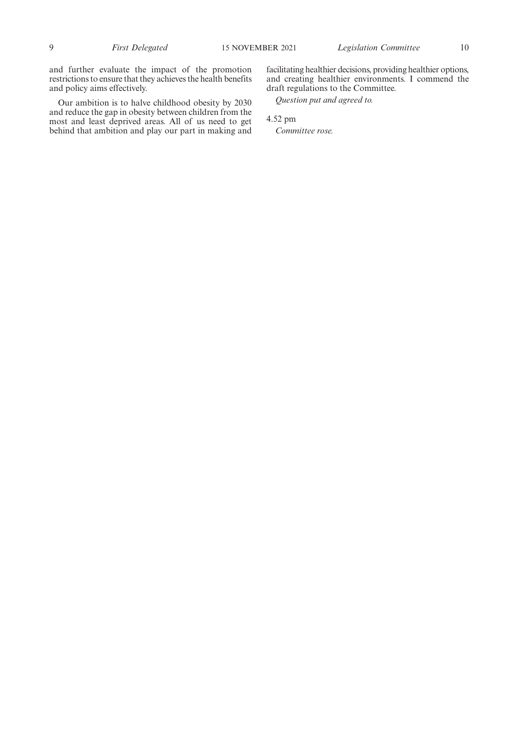and further evaluate the impact of the promotion restrictions to ensure that they achieves the health benefits and policy aims effectively.

Our ambition is to halve childhood obesity by 2030 and reduce the gap in obesity between children from the most and least deprived areas. All of us need to get behind that ambition and play our part in making and facilitating healthier decisions, providing healthier options, and creating healthier environments. I commend the draft regulations to the Committee.

*Question put and agreed to.*

4.52 pm

*Committee rose.*